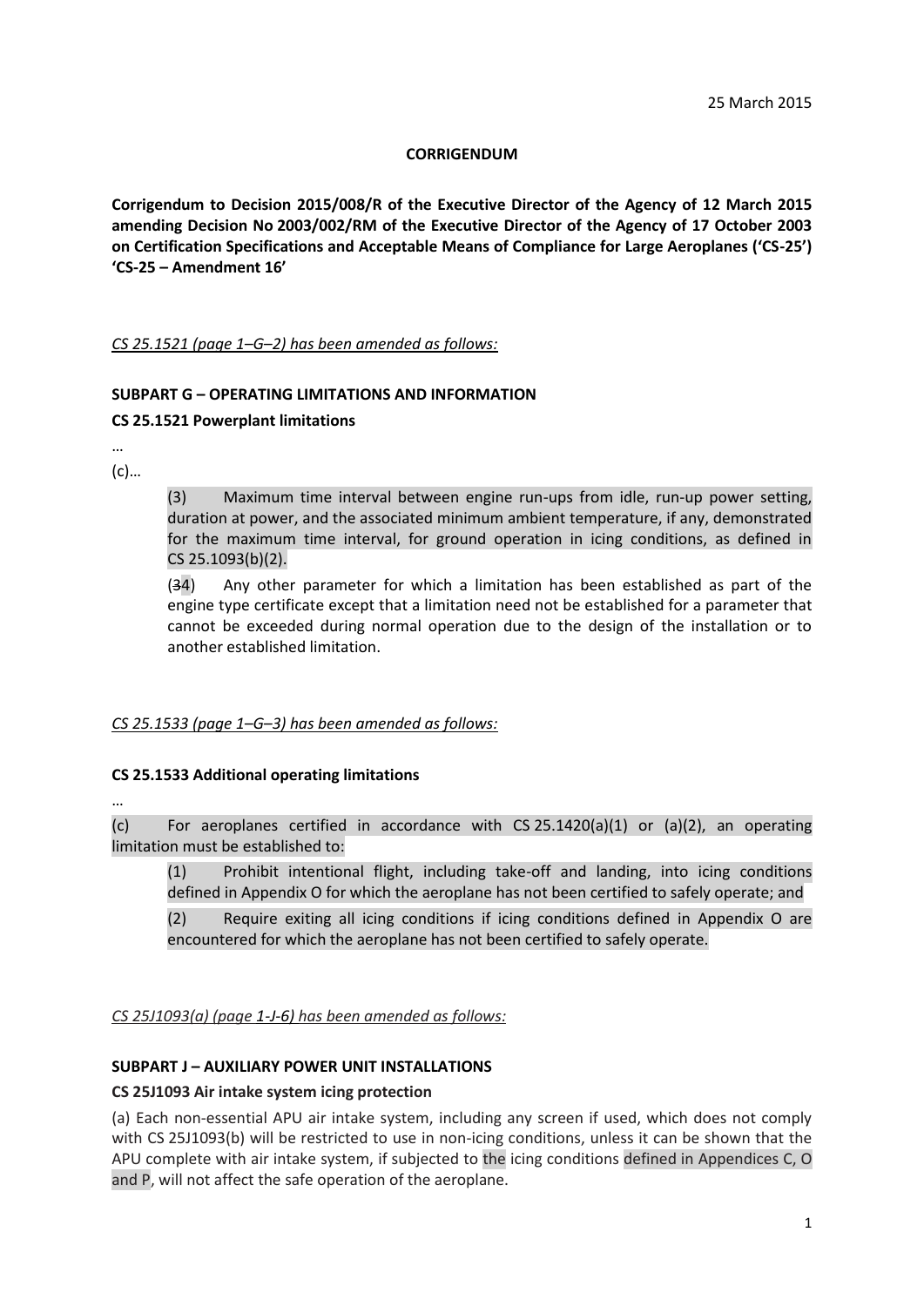25 March 2015

**CORRIGENDUM**

**Corrigendum to Decision 2015/008/R of the Executive Director of the Agency of 12 March 2015 amending Decision No 2003/002/RM of the Executive Director of the Agency of 17 October 2003 on Certification Specifications and Acceptable Means of Compliance for Large Aeroplanes ('CS-25') 'CS-25 – Amendment 16'**

*CS 25.1521 (page 1–G–2) has been amended as follows:*

**SUBPART G – OPERATING LIMITATIONS AND INFORMATION**

**CS 25.1521 Powerplant limitations**

…

(c)…

(3) Maximum time interval between engine run-ups from idle, run-up power setting, duration at power, and the associated minimum ambient temperature, if any, demonstrated for the maximum time interval, for ground operation in icing conditions, as defined in CS 25.1093(b)(2).

(~~3~~4) Any other parameter for which a limitation has been established as part of the engine type certificate except that a limitation need not be established for a parameter that cannot be exceeded during normal operation due to the design of the installation or to another established limitation.

*CS 25.1533 (page 1–G–3) has been amended as follows:*

**CS 25.1533 Additional operating limitations**

…

(c) For aeroplanes certified in accordance with CS 25.1420(a)(1) or (a)(2), an operating limitation must be established to:

(1) Prohibit intentional flight, including take-off and landing, into icing conditions defined in Appendix O for which the aeroplane has not been certified to safely operate; and

(2) Require exiting all icing conditions if icing conditions defined in Appendix O are encountered for which the aeroplane has not been certified to safely operate.

*CS 25J1093(a) (page 1-J-6) has been amended as follows:*

**SUBPART J – AUXILIARY POWER UNIT INSTALLATIONS**

**CS 25J1093 Air intake system icing protection**

(a) Each non-essential APU air intake system, including any screen if used, which does not comply with CS 25J1093(b) will be restricted to use in non-icing conditions, unless it can be shown that the APU complete with air intake system, if subjected to the icing conditions defined in Appendices C, O and P, will not affect the safe operation of the aeroplane.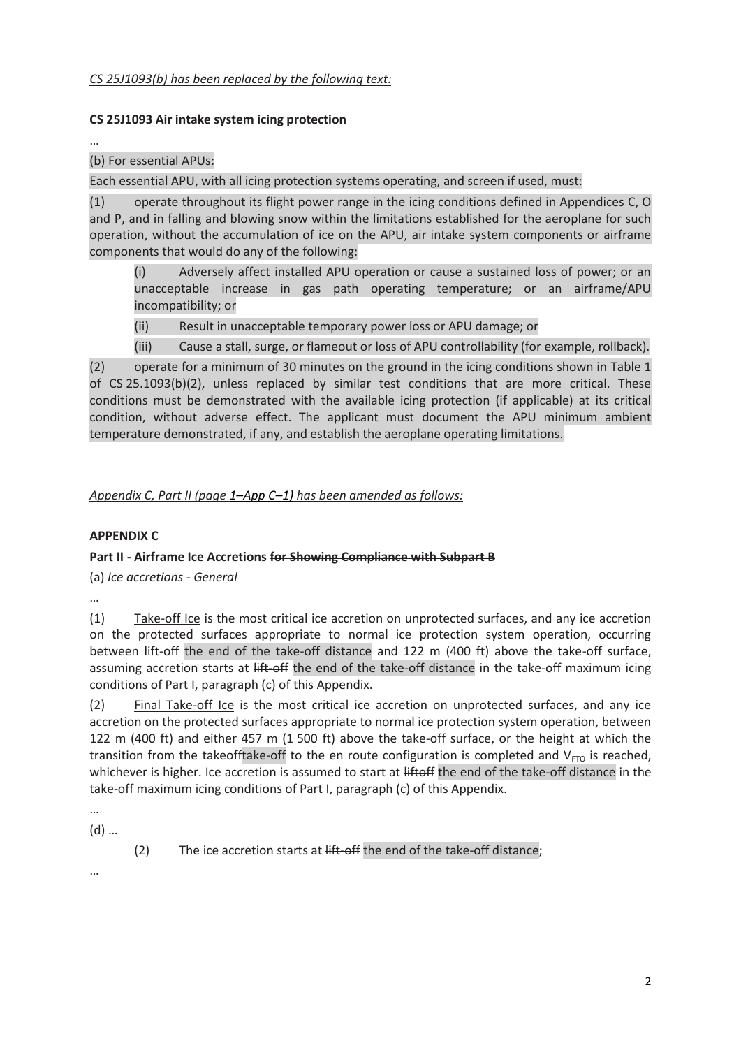*CS 25J1093(b) has been replaced by the following text:*

**CS 25J1093 Air intake system icing protection**

…

(b) For essential APUs:

Each essential APU, with all icing protection systems operating, and screen if used, must:

(1) operate throughout its flight power range in the icing conditions defined in Appendices C, O and P, and in falling and blowing snow within the limitations established for the aeroplane for such operation, without the accumulation of ice on the APU, air intake system components or airframe components that would do any of the following:

(i) Adversely affect installed APU operation or cause a sustained loss of power; or an unacceptable increase in gas path operating temperature; or an airframe/APU incompatibility; or

(ii) Result in unacceptable temporary power loss or APU damage; or

(iii) Cause a stall, surge, or flameout or loss of APU controllability (for example, rollback).

(2) operate for a minimum of 30 minutes on the ground in the icing conditions shown in Table 1 of CS 25.1093(b)(2), unless replaced by similar test conditions that are more critical. These conditions must be demonstrated with the available icing protection (if applicable) at its critical condition, without adverse effect. The applicant must document the APU minimum ambient temperature demonstrated, if any, and establish the aeroplane operating limitations.

*Appendix C, Part II (page 1–App C–1) has been amended as follows:*

**APPENDIX C**

**Part II - Airframe Ice Accretions ~~for Showing Compliance with Subpart B~~**

(a) *Ice accretions - General*

…

(1) Take-off Ice is the most critical ice accretion on unprotected surfaces, and any ice accretion on the protected surfaces appropriate to normal ice protection system operation, occurring between ~~lift-off~~ the end of the take-off distance and 122 m (400 ft) above the take-off surface, assuming accretion starts at ~~lift-off~~ the end of the take-off distance in the take-off maximum icing conditions of Part I, paragraph (c) of this Appendix.

(2) Final Take-off Ice is the most critical ice accretion on unprotected surfaces, and any ice accretion on the protected surfaces appropriate to normal ice protection system operation, between 122 m (400 ft) and either 457 m (1 500 ft) above the take-off surface, or the height at which the transition from the ~~takeoff~~take-off to the en route configuration is completed and $V_{FTO}$ is reached, whichever is higher. Ice accretion is assumed to start at ~~liftoff~~ the end of the take-off distance in the take-off maximum icing conditions of Part I, paragraph (c) of this Appendix.

…

(d) …

(2) The ice accretion starts at ~~lift-off~~ the end of the take-off distance;

…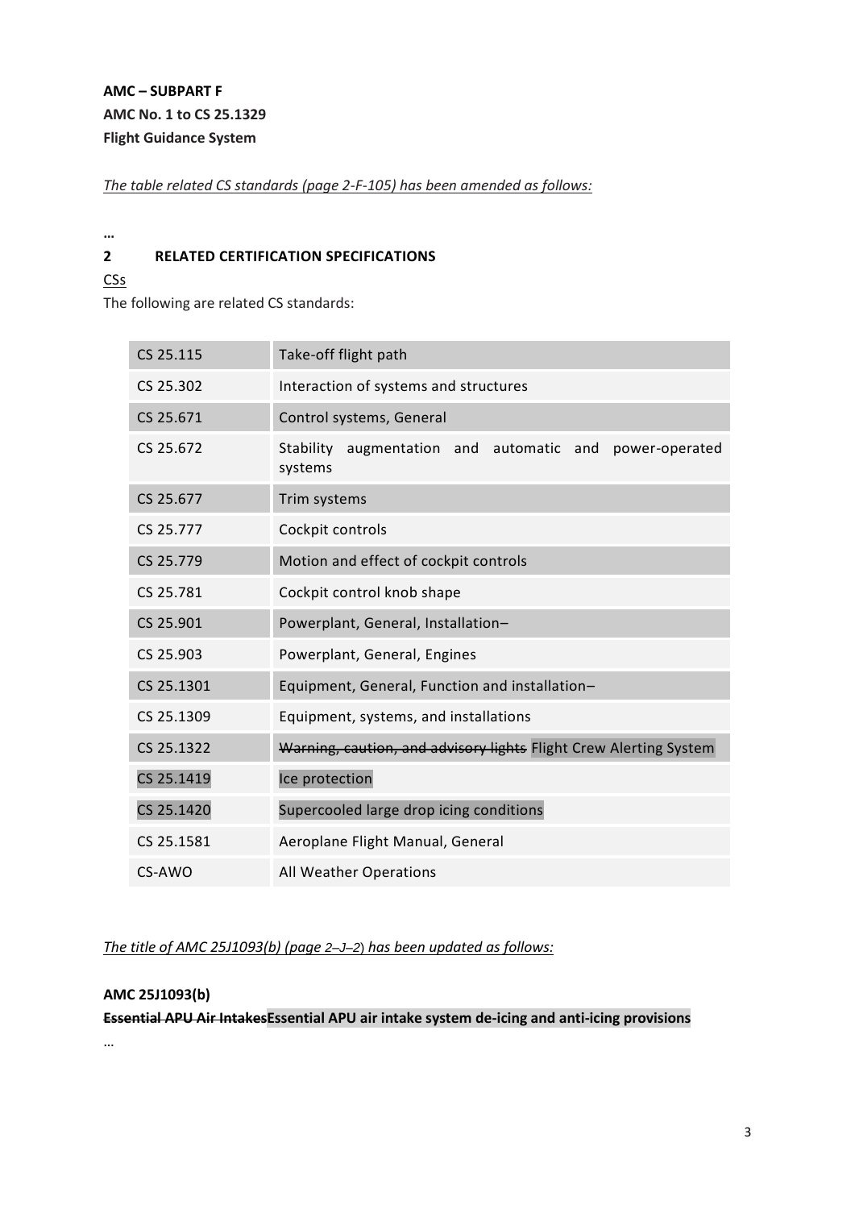**AMC – SUBPART F**

**AMC No. 1 to CS 25.1329**

**Flight Guidance System**

*The table related CS standards (page 2-F-105) has been amended as follows:*

…

## 2 RELATED CERTIFICATION SPECIFICATIONS

CSs

The following are related CS standards:

| | |
|---|---|
| CS 25.115 | Take-off flight path |
| CS 25.302 | Interaction of systems and structures |
| CS 25.671 | Control systems, General |
| CS 25.672 | Stability augmentation and automatic and power-operated systems |
| CS 25.677 | Trim systems |
| CS 25.777 | Cockpit controls |
| CS 25.779 | Motion and effect of cockpit controls |
| CS 25.781 | Cockpit control knob shape |
| CS 25.901 | Powerplant, General, Installation– |
| CS 25.903 | Powerplant, General, Engines |
| CS 25.1301 | Equipment, General, Function and installation– |
| CS 25.1309 | Equipment, systems, and installations |
| CS 25.1322 | ~~Warning, caution, and advisory lights~~ Flight Crew Alerting System |
| CS 25.1419 | Ice protection |
| CS 25.1420 | Supercooled large drop icing conditions |
| CS 25.1581 | Aeroplane Flight Manual, General |
| CS-AWO | All Weather Operations |

*The title of AMC 25J1093(b) (page 2–J–2) has been updated as follows:*

**AMC 25J1093(b)**

**~~Essential APU Air Intakes~~Essential APU air intake system de-icing and anti-icing provisions**

…